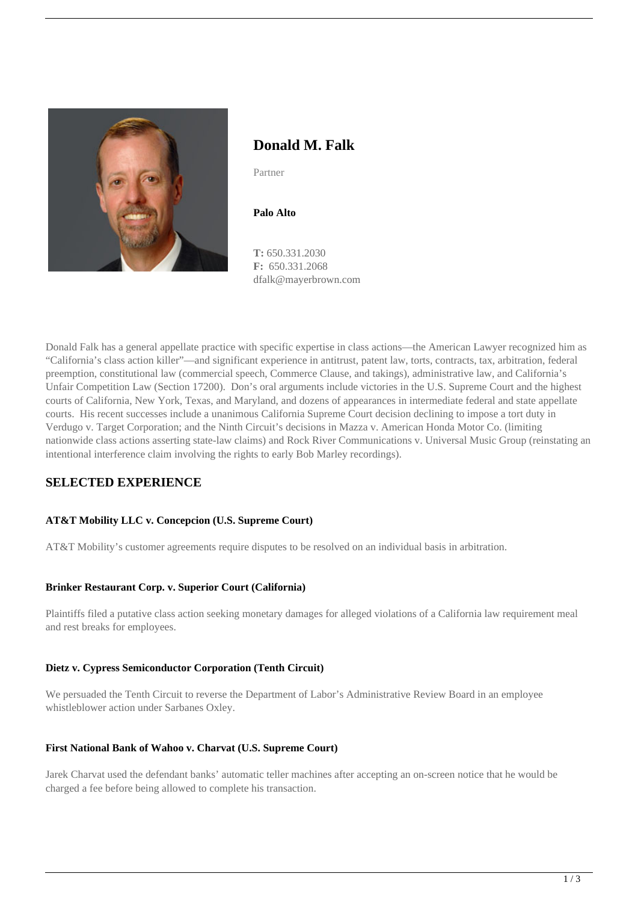# Donald M. Falk

Partner

**Palo Alto**

**T:** 650.331.2030
**F:** 650.331.2068
dfalk@mayerbrown.com

Donald Falk has a general appellate practice with specific expertise in class actions—the American Lawyer recognized him as "California's class action killer"—and significant experience in antitrust, patent law, torts, contracts, tax, arbitration, federal preemption, constitutional law (commercial speech, Commerce Clause, and takings), administrative law, and California's Unfair Competition Law (Section 17200). Don's oral arguments include victories in the U.S. Supreme Court and the highest courts of California, New York, Texas, and Maryland, and dozens of appearances in intermediate federal and state appellate courts. His recent successes include a unanimous California Supreme Court decision declining to impose a tort duty in Verdugo v. Target Corporation; and the Ninth Circuit's decisions in Mazza v. American Honda Motor Co. (limiting nationwide class actions asserting state-law claims) and Rock River Communications v. Universal Music Group (reinstating an intentional interference claim involving the rights to early Bob Marley recordings).

## SELECTED EXPERIENCE

#### AT&T Mobility LLC v. Concepcion (U.S. Supreme Court)

AT&T Mobility's customer agreements require disputes to be resolved on an individual basis in arbitration.

#### Brinker Restaurant Corp. v. Superior Court (California)

Plaintiffs filed a putative class action seeking monetary damages for alleged violations of a California law requirement meal and rest breaks for employees.

#### Dietz v. Cypress Semiconductor Corporation (Tenth Circuit)

We persuaded the Tenth Circuit to reverse the Department of Labor's Administrative Review Board in an employee whistleblower action under Sarbanes Oxley.

#### First National Bank of Wahoo v. Charvat (U.S. Supreme Court)

Jarek Charvat used the defendant banks' automatic teller machines after accepting an on-screen notice that he would be charged a fee before being allowed to complete his transaction.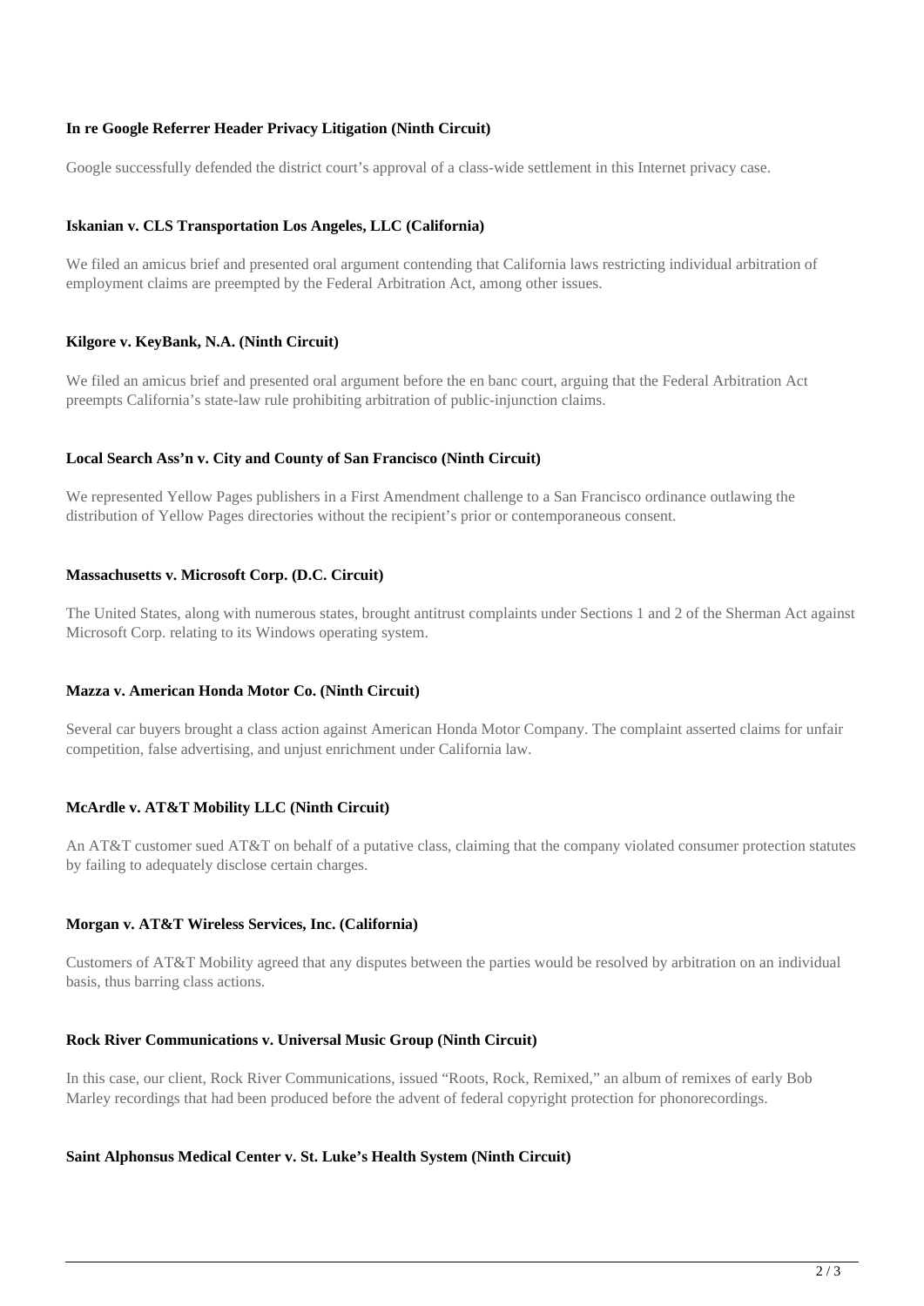**In re Google Referrer Header Privacy Litigation (Ninth Circuit)**

Google successfully defended the district court's approval of a class-wide settlement in this Internet privacy case.

**Iskanian v. CLS Transportation Los Angeles, LLC (California)**

We filed an amicus brief and presented oral argument contending that California laws restricting individual arbitration of employment claims are preempted by the Federal Arbitration Act, among other issues.

**Kilgore v. KeyBank, N.A. (Ninth Circuit)**

We filed an amicus brief and presented oral argument before the en banc court, arguing that the Federal Arbitration Act preempts California's state-law rule prohibiting arbitration of public-injunction claims.

**Local Search Ass'n v. City and County of San Francisco (Ninth Circuit)**

We represented Yellow Pages publishers in a First Amendment challenge to a San Francisco ordinance outlawing the distribution of Yellow Pages directories without the recipient's prior or contemporaneous consent.

**Massachusetts v. Microsoft Corp. (D.C. Circuit)**

The United States, along with numerous states, brought antitrust complaints under Sections 1 and 2 of the Sherman Act against Microsoft Corp. relating to its Windows operating system.

**Mazza v. American Honda Motor Co. (Ninth Circuit)**

Several car buyers brought a class action against American Honda Motor Company. The complaint asserted claims for unfair competition, false advertising, and unjust enrichment under California law.

**McArdle v. AT&T Mobility LLC (Ninth Circuit)**

An AT&T customer sued AT&T on behalf of a putative class, claiming that the company violated consumer protection statutes by failing to adequately disclose certain charges.

**Morgan v. AT&T Wireless Services, Inc. (California)**

Customers of AT&T Mobility agreed that any disputes between the parties would be resolved by arbitration on an individual basis, thus barring class actions.

**Rock River Communications v. Universal Music Group (Ninth Circuit)**

In this case, our client, Rock River Communications, issued "Roots, Rock, Remixed," an album of remixes of early Bob Marley recordings that had been produced before the advent of federal copyright protection for phonorecordings.

**Saint Alphonsus Medical Center v. St. Luke's Health System (Ninth Circuit)**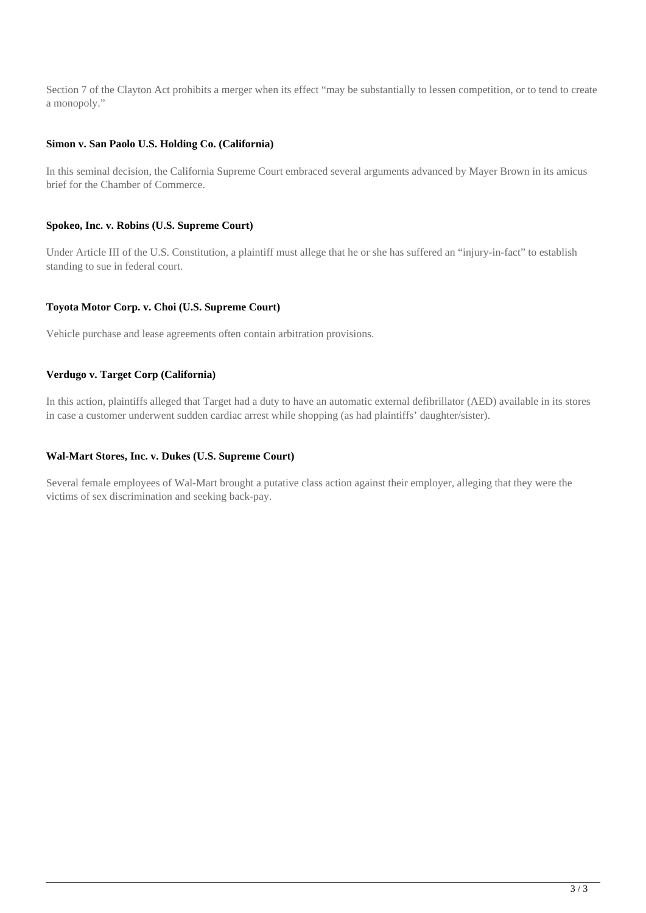Section 7 of the Clayton Act prohibits a merger when its effect "may be substantially to lessen competition, or to tend to create a monopoly."

**Simon v. San Paolo U.S. Holding Co. (California)**

In this seminal decision, the California Supreme Court embraced several arguments advanced by Mayer Brown in its amicus brief for the Chamber of Commerce.

**Spokeo, Inc. v. Robins (U.S. Supreme Court)**

Under Article III of the U.S. Constitution, a plaintiff must allege that he or she has suffered an "injury-in-fact" to establish standing to sue in federal court.

**Toyota Motor Corp. v. Choi (U.S. Supreme Court)**

Vehicle purchase and lease agreements often contain arbitration provisions.

**Verdugo v. Target Corp (California)**

In this action, plaintiffs alleged that Target had a duty to have an automatic external defibrillator (AED) available in its stores in case a customer underwent sudden cardiac arrest while shopping (as had plaintiffs' daughter/sister).

**Wal-Mart Stores, Inc. v. Dukes (U.S. Supreme Court)**

Several female employees of Wal-Mart brought a putative class action against their employer, alleging that they were the victims of sex discrimination and seeking back-pay.